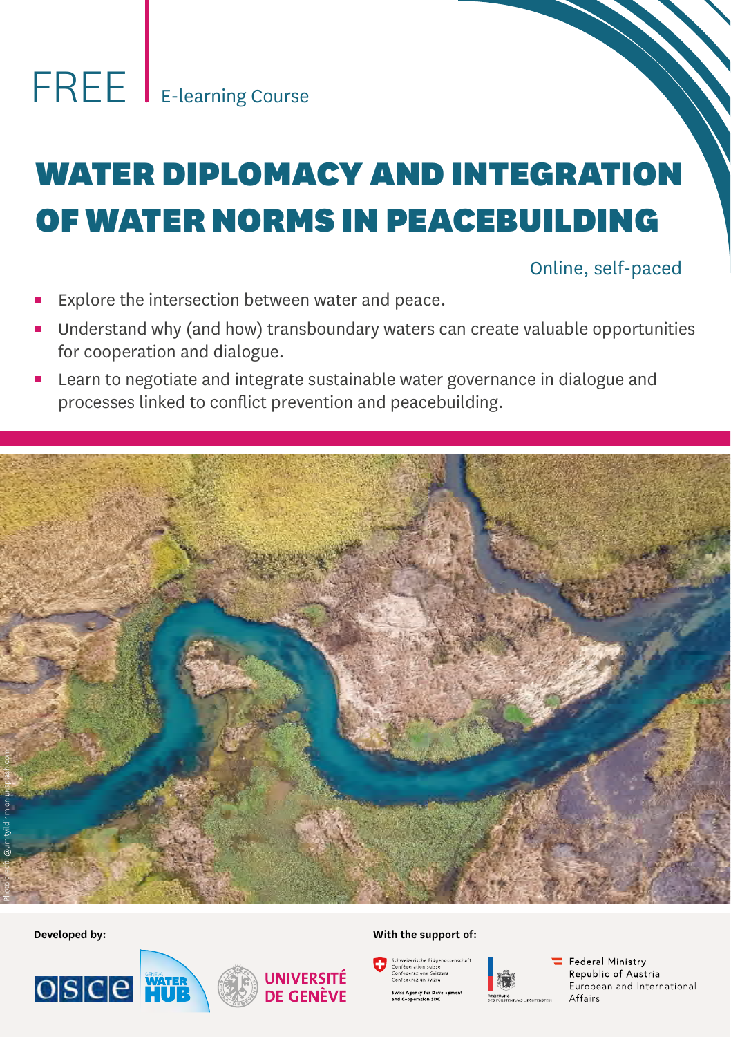FREE | E-learning Course

# WATER DIPLOMACY AND INTEGRATION OF WATER NORMS IN PEACEBUILDING

Online, self-paced

- Explore the intersection between water and peace.
- Understand why (and how) transboundary waters can create valuable opportunities for cooperation and dialogue.
- Learn to negotiate and integrate sustainable water governance in dialogue and processes linked to conflict prevention and peacebuilding.

Photo credit: @umitydirim on unsplash.com

**Developed by:**

OSCE

Geneva Water Hub

Université de Genève

**With the support of:**

Schweizerische Eidgenossenschaft
Confédération suisse
Confederazione Svizzera
Confederaziun svizra

Swiss Agency for Development and Cooperation SDC

Regierung des Fürstentums Liechtenstein

Federal Ministry
Republic of Austria
European and International Affairs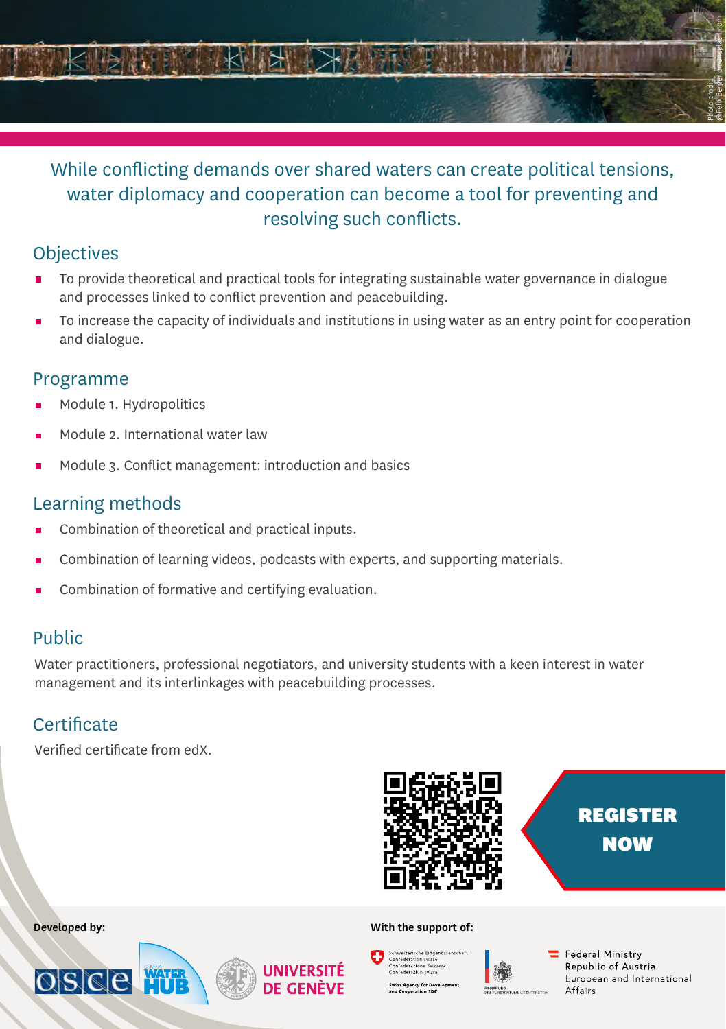While conflicting demands over shared waters can create political tensions, water diplomacy and cooperation can become a tool for preventing and resolving such conflicts.

## Objectives

- To provide theoretical and practical tools for integrating sustainable water governance in dialogue and processes linked to conflict prevention and peacebuilding.
- To increase the capacity of individuals and institutions in using water as an entry point for cooperation and dialogue.

## Programme

- Module 1. Hydropolitics
- Module 2. International water law
- Module 3. Conflict management: introduction and basics

## Learning methods

- Combination of theoretical and practical inputs.
- Combination of learning videos, podcasts with experts, and supporting materials.
- Combination of formative and certifying evaluation.

## Public

Water practitioners, professional negotiators, and university students with a keen interest in water management and its interlinkages with peacebuilding processes.

## Certificate

Verified certificate from edX.

**REGISTER NOW**

**Developed by:**

OSCE
Geneva Water Hub
Université de Genève

**With the support of:**

Schweizerische Eidgenossenschaft
Confédération suisse
Confederazione Svizzera
Confederaziun svizra
Swiss Agency for Development and Cooperation SDC

Regierung des Fürstentums Liechtenstein

Federal Ministry
Republic of Austria
European and International Affairs